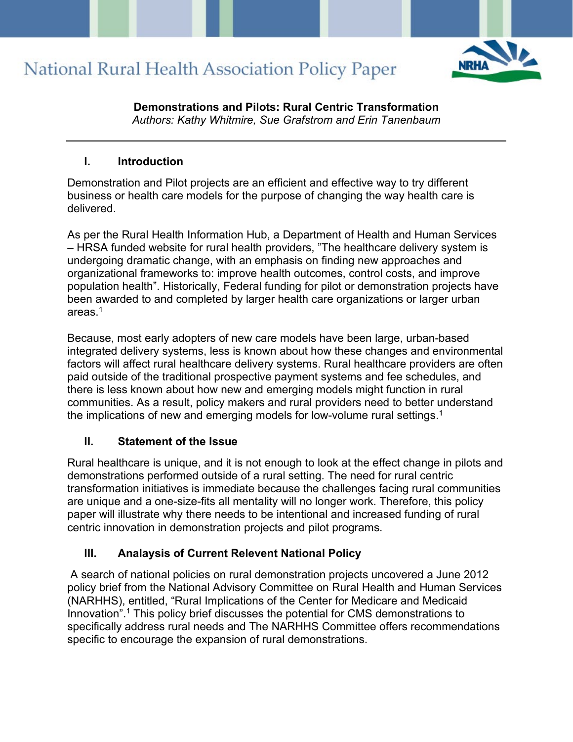# National Rural Health Association Policy Paper

**Demonstrations and Pilots: Rural Centric Transformation**

*Authors: Kathy Whitmire, Sue Grafstrom and Erin Tanenbaum*

---

## I. Introduction

Demonstration and Pilot projects are an efficient and effective way to try different business or health care models for the purpose of changing the way health care is delivered.

As per the Rural Health Information Hub, a Department of Health and Human Services – HRSA funded website for rural health providers, "The healthcare delivery system is undergoing dramatic change, with an emphasis on finding new approaches and organizational frameworks to: improve health outcomes, control costs, and improve population health". Historically, Federal funding for pilot or demonstration projects have been awarded to and completed by larger health care organizations or larger urban areas.[1]

Because, most early adopters of new care models have been large, urban-based integrated delivery systems, less is known about how these changes and environmental factors will affect rural healthcare delivery systems. Rural healthcare providers are often paid outside of the traditional prospective payment systems and fee schedules, and there is less known about how new and emerging models might function in rural communities. As a result, policy makers and rural providers need to better understand the implications of new and emerging models for low-volume rural settings.[1]

## II. Statement of the Issue

Rural healthcare is unique, and it is not enough to look at the effect change in pilots and demonstrations performed outside of a rural setting. The need for rural centric transformation initiatives is immediate because the challenges facing rural communities are unique and a one-size-fits all mentality will no longer work. Therefore, this policy paper will illustrate why there needs to be intentional and increased funding of rural centric innovation in demonstration projects and pilot programs.

## III. Analaysis of Current Relevent National Policy

A search of national policies on rural demonstration projects uncovered a June 2012 policy brief from the National Advisory Committee on Rural Health and Human Services (NARHHS), entitled, "Rural Implications of the Center for Medicare and Medicaid Innovation".[1] This policy brief discusses the potential for CMS demonstrations to specifically address rural needs and The NARHHS Committee offers recommendations specific to encourage the expansion of rural demonstrations.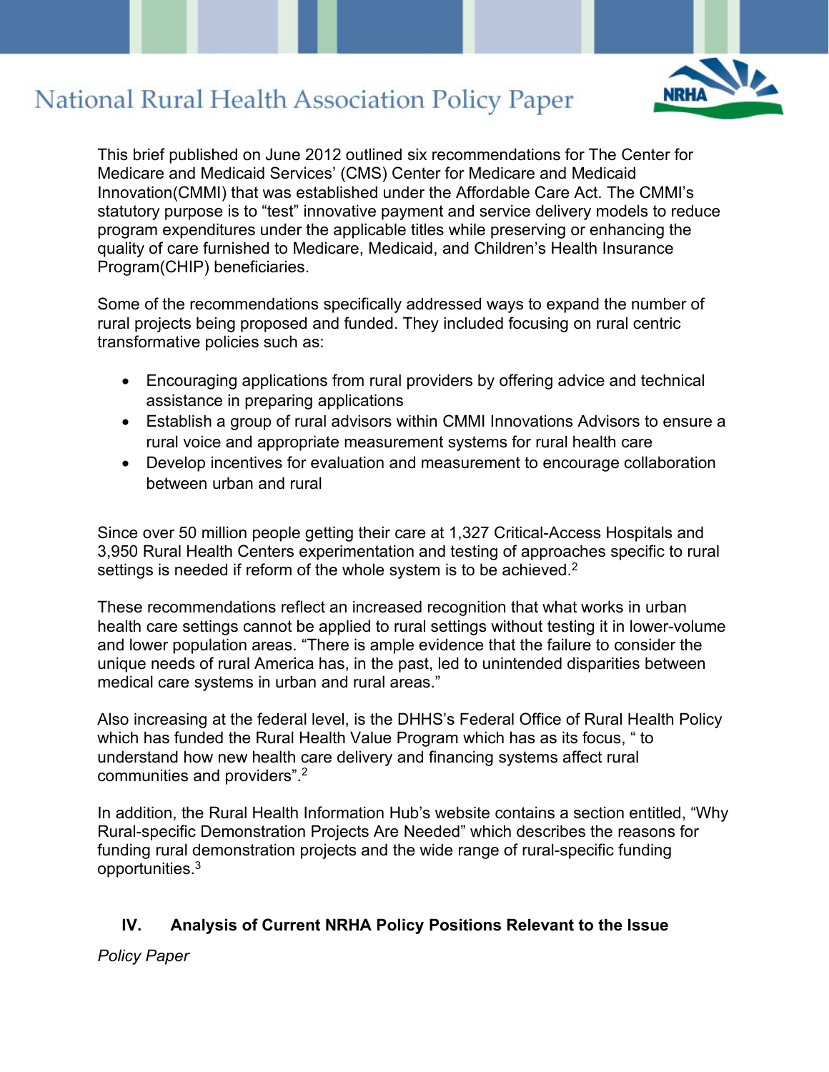This brief published on June 2012 outlined six recommendations for The Center for Medicare and Medicaid Services' (CMS) Center for Medicare and Medicaid Innovation(CMMI) that was established under the Affordable Care Act. The CMMI's statutory purpose is to "test" innovative payment and service delivery models to reduce program expenditures under the applicable titles while preserving or enhancing the quality of care furnished to Medicare, Medicaid, and Children's Health Insurance Program(CHIP) beneficiaries.

Some of the recommendations specifically addressed ways to expand the number of rural projects being proposed and funded. They included focusing on rural centric transformative policies such as:

- Encouraging applications from rural providers by offering advice and technical assistance in preparing applications
- Establish a group of rural advisors within CMMI Innovations Advisors to ensure a rural voice and appropriate measurement systems for rural health care
- Develop incentives for evaluation and measurement to encourage collaboration between urban and rural

Since over 50 million people getting their care at 1,327 Critical-Access Hospitals and 3,950 Rural Health Centers experimentation and testing of approaches specific to rural settings is needed if reform of the whole system is to be achieved.[2]

These recommendations reflect an increased recognition that what works in urban health care settings cannot be applied to rural settings without testing it in lower-volume and lower population areas. "There is ample evidence that the failure to consider the unique needs of rural America has, in the past, led to unintended disparities between medical care systems in urban and rural areas."

Also increasing at the federal level, is the DHHS's Federal Office of Rural Health Policy which has funded the Rural Health Value Program which has as its focus, " to understand how new health care delivery and financing systems affect rural communities and providers".[2]

In addition, the Rural Health Information Hub's website contains a section entitled, "Why Rural-specific Demonstration Projects Are Needed" which describes the reasons for funding rural demonstration projects and the wide range of rural-specific funding opportunities.[3]

## IV. Analysis of Current NRHA Policy Positions Relevant to the Issue

*Policy Paper*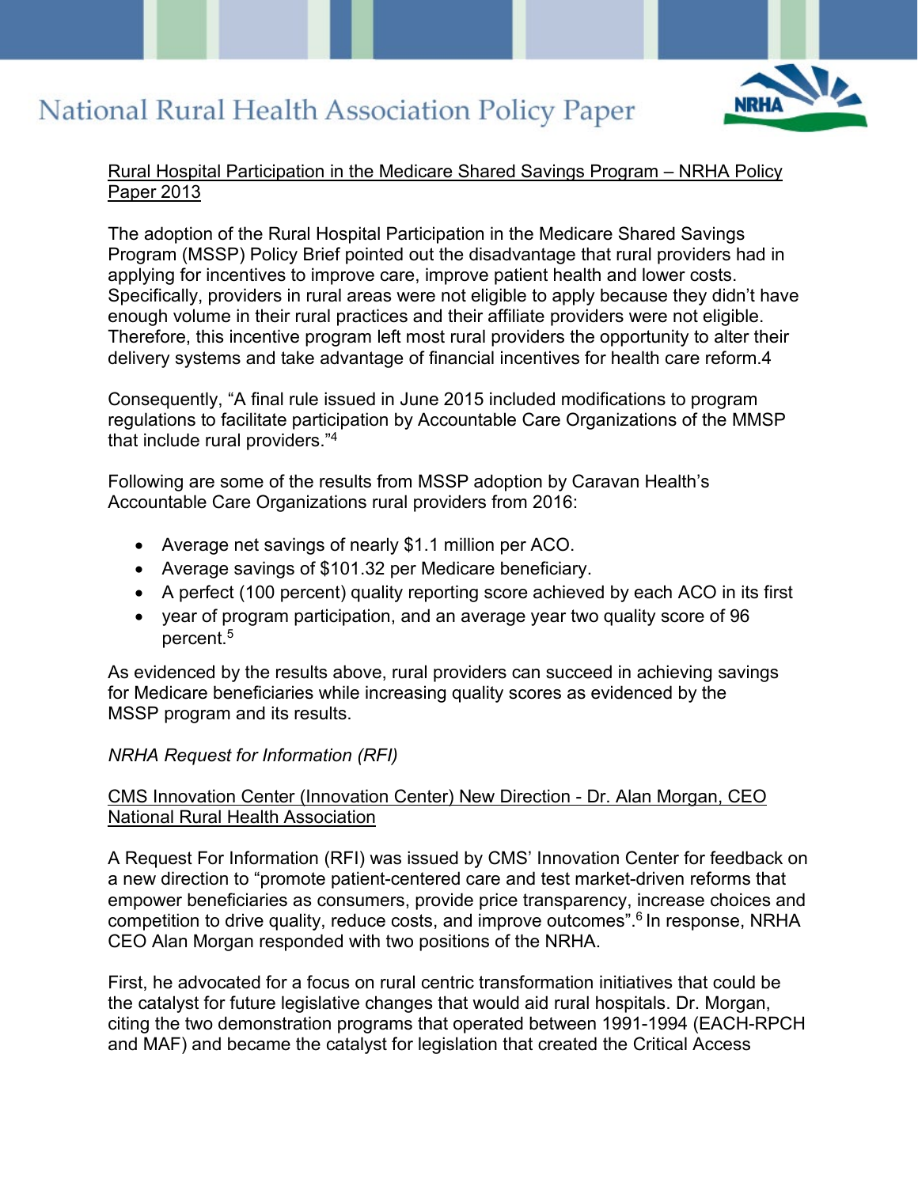Rural Hospital Participation in the Medicare Shared Savings Program – NRHA Policy Paper 2013

The adoption of the Rural Hospital Participation in the Medicare Shared Savings Program (MSSP) Policy Brief pointed out the disadvantage that rural providers had in applying for incentives to improve care, improve patient health and lower costs. Specifically, providers in rural areas were not eligible to apply because they didn't have enough volume in their rural practices and their affiliate providers were not eligible. Therefore, this incentive program left most rural providers the opportunity to alter their delivery systems and take advantage of financial incentives for health care reform.4

Consequently, "A final rule issued in June 2015 included modifications to program regulations to facilitate participation by Accountable Care Organizations of the MMSP that include rural providers."[4]

Following are some of the results from MSSP adoption by Caravan Health's Accountable Care Organizations rural providers from 2016:

- Average net savings of nearly $1.1 million per ACO.
- Average savings of $101.32 per Medicare beneficiary.
- A perfect (100 percent) quality reporting score achieved by each ACO in its first
- year of program participation, and an average year two quality score of 96 percent.[5]

As evidenced by the results above, rural providers can succeed in achieving savings for Medicare beneficiaries while increasing quality scores as evidenced by the MSSP program and its results.

*NRHA Request for Information (RFI)*

CMS Innovation Center (Innovation Center) New Direction - Dr. Alan Morgan, CEO National Rural Health Association

A Request For Information (RFI) was issued by CMS' Innovation Center for feedback on a new direction to "promote patient-centered care and test market-driven reforms that empower beneficiaries as consumers, provide price transparency, increase choices and competition to drive quality, reduce costs, and improve outcomes".[6] In response, NRHA CEO Alan Morgan responded with two positions of the NRHA.

First, he advocated for a focus on rural centric transformation initiatives that could be the catalyst for future legislative changes that would aid rural hospitals. Dr. Morgan, citing the two demonstration programs that operated between 1991-1994 (EACH-RPCH and MAF) and became the catalyst for legislation that created the Critical Access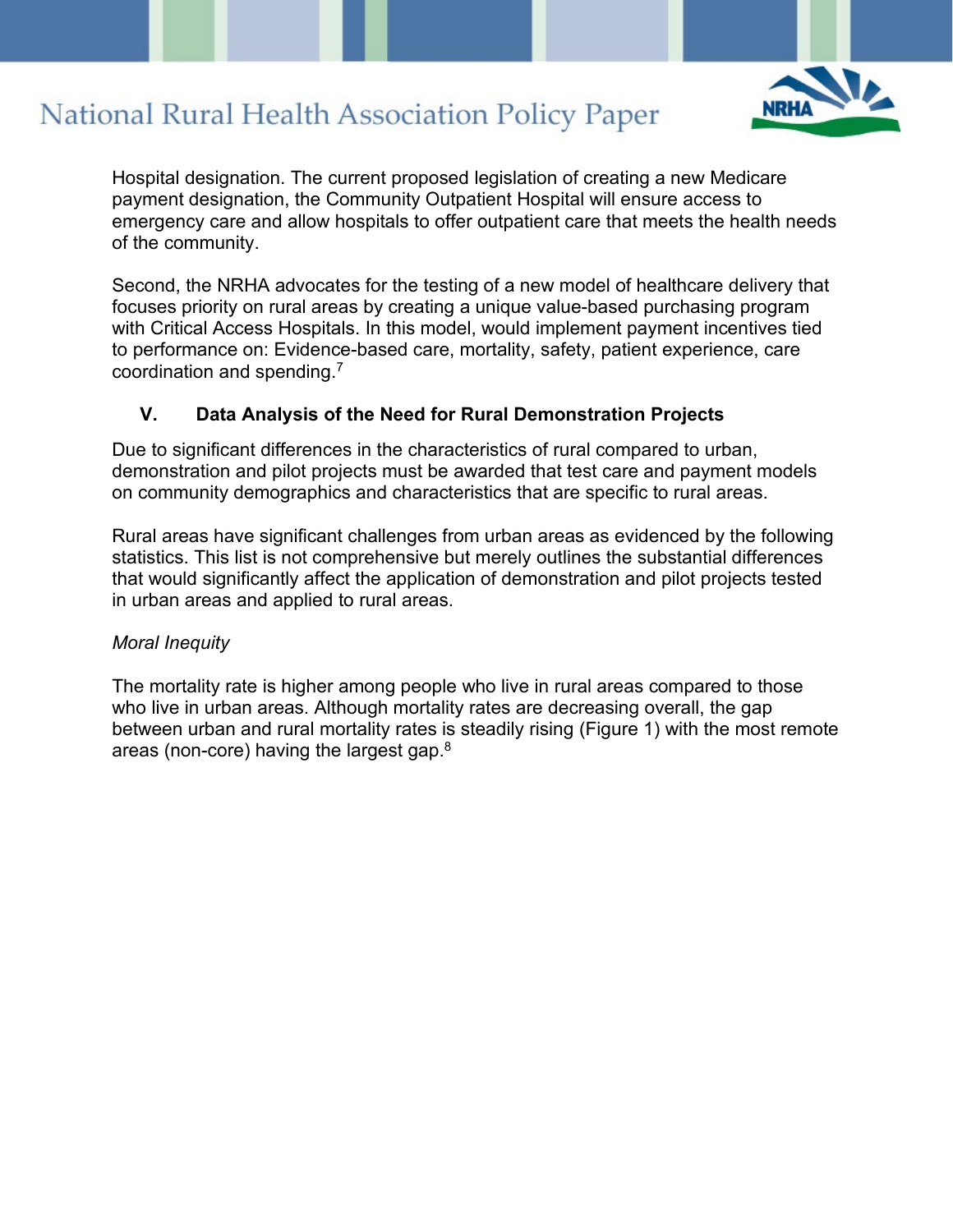Hospital designation. The current proposed legislation of creating a new Medicare payment designation, the Community Outpatient Hospital will ensure access to emergency care and allow hospitals to offer outpatient care that meets the health needs of the community.

Second, the NRHA advocates for the testing of a new model of healthcare delivery that focuses priority on rural areas by creating a unique value-based purchasing program with Critical Access Hospitals. In this model, would implement payment incentives tied to performance on: Evidence-based care, mortality, safety, patient experience, care coordination and spending.[7]

## V. Data Analysis of the Need for Rural Demonstration Projects

Due to significant differences in the characteristics of rural compared to urban, demonstration and pilot projects must be awarded that test care and payment models on community demographics and characteristics that are specific to rural areas.

Rural areas have significant challenges from urban areas as evidenced by the following statistics. This list is not comprehensive but merely outlines the substantial differences that would significantly affect the application of demonstration and pilot projects tested in urban areas and applied to rural areas.

*Moral Inequity*

The mortality rate is higher among people who live in rural areas compared to those who live in urban areas. Although mortality rates are decreasing overall, the gap between urban and rural mortality rates is steadily rising (Figure 1) with the most remote areas (non-core) having the largest gap.[8]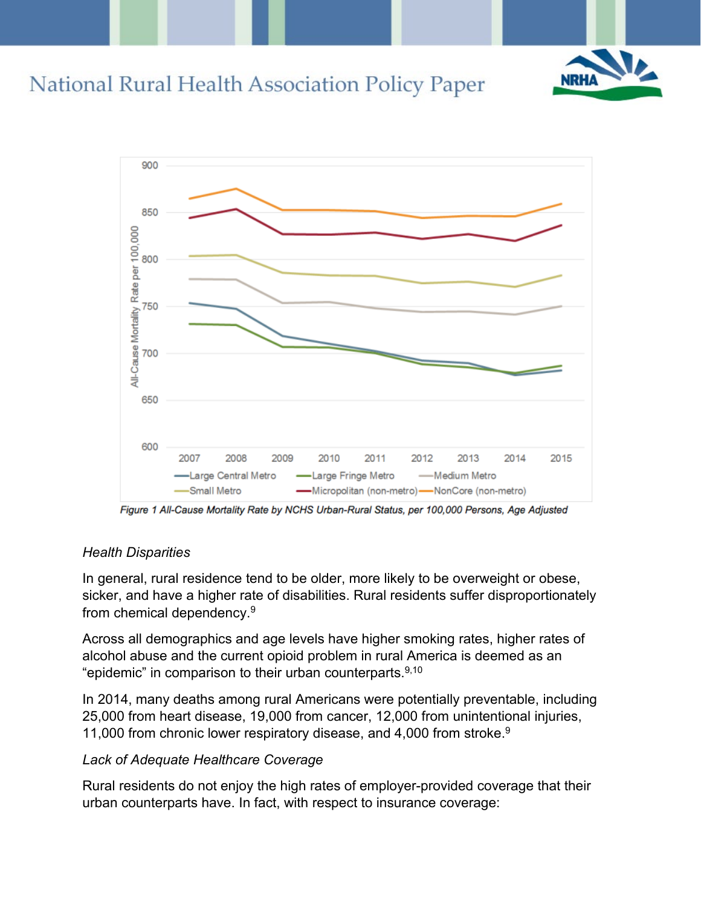Figure 1 All-Cause Mortality Rate by NCHS Urban-Rural Status, per 100,000 Persons, Age Adjusted

*Health Disparities*

In general, rural residence tend to be older, more likely to be overweight or obese, sicker, and have a higher rate of disabilities. Rural residents suffer disproportionately from chemical dependency.[9]

Across all demographics and age levels have higher smoking rates, higher rates of alcohol abuse and the current opioid problem in rural America is deemed as an "epidemic" in comparison to their urban counterparts.[9,10]

In 2014, many deaths among rural Americans were potentially preventable, including 25,000 from heart disease, 19,000 from cancer, 12,000 from unintentional injuries, 11,000 from chronic lower respiratory disease, and 4,000 from stroke.[9]

*Lack of Adequate Healthcare Coverage*

Rural residents do not enjoy the high rates of employer-provided coverage that their urban counterparts have. In fact, with respect to insurance coverage: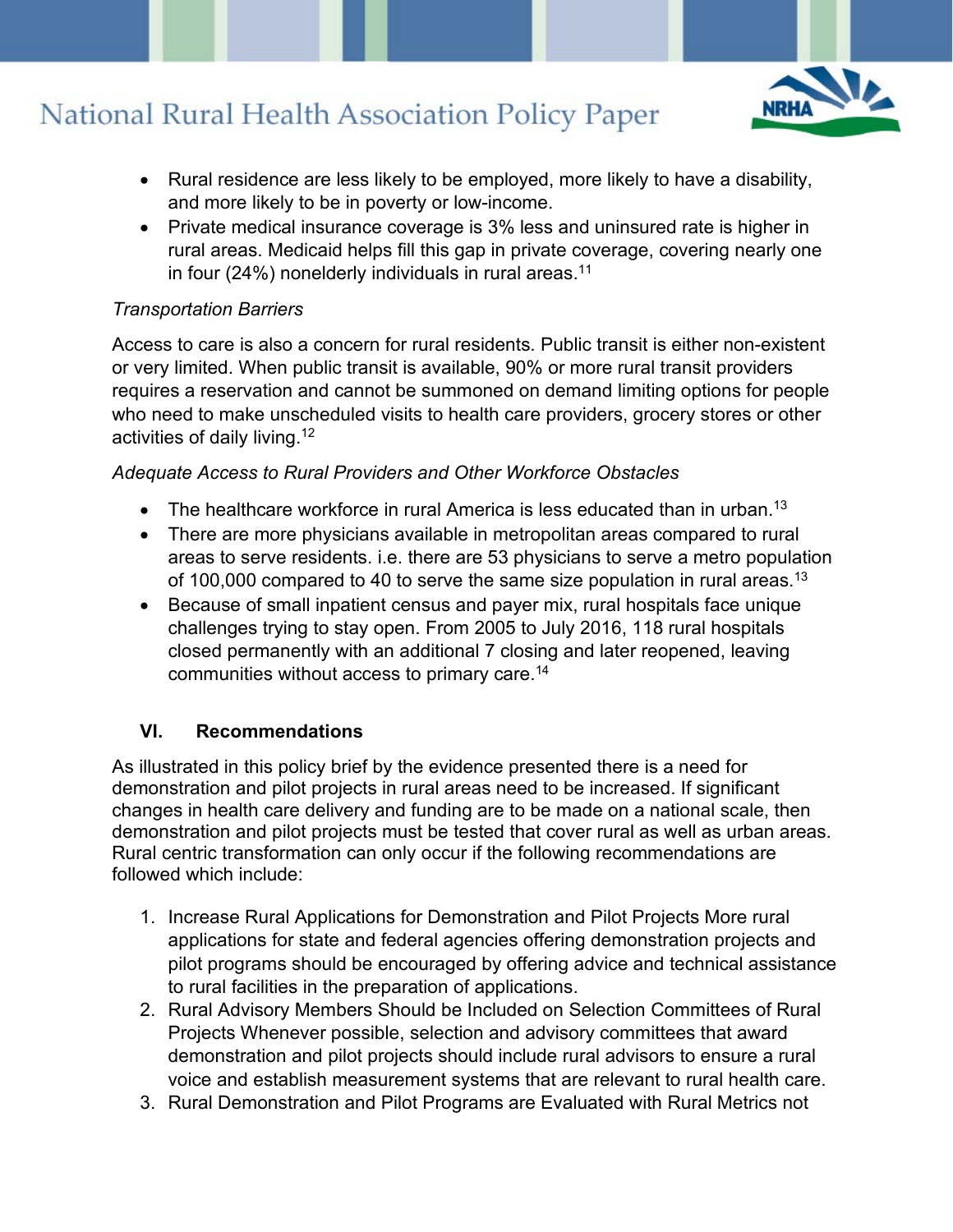- Rural residence are less likely to be employed, more likely to have a disability, and more likely to be in poverty or low-income.
- Private medical insurance coverage is 3% less and uninsured rate is higher in rural areas. Medicaid helps fill this gap in private coverage, covering nearly one in four (24%) nonelderly individuals in rural areas.[11]

*Transportation Barriers*

Access to care is also a concern for rural residents. Public transit is either non-existent or very limited. When public transit is available, 90% or more rural transit providers requires a reservation and cannot be summoned on demand limiting options for people who need to make unscheduled visits to health care providers, grocery stores or other activities of daily living.[12]

*Adequate Access to Rural Providers and Other Workforce Obstacles*

- The healthcare workforce in rural America is less educated than in urban.[13]
- There are more physicians available in metropolitan areas compared to rural areas to serve residents. i.e. there are 53 physicians to serve a metro population of 100,000 compared to 40 to serve the same size population in rural areas.[13]
- Because of small inpatient census and payer mix, rural hospitals face unique challenges trying to stay open. From 2005 to July 2016, 118 rural hospitals closed permanently with an additional 7 closing and later reopened, leaving communities without access to primary care.[14]

## VI. Recommendations

As illustrated in this policy brief by the evidence presented there is a need for demonstration and pilot projects in rural areas need to be increased. If significant changes in health care delivery and funding are to be made on a national scale, then demonstration and pilot projects must be tested that cover rural as well as urban areas. Rural centric transformation can only occur if the following recommendations are followed which include:

1. Increase Rural Applications for Demonstration and Pilot Projects More rural applications for state and federal agencies offering demonstration projects and pilot programs should be encouraged by offering advice and technical assistance to rural facilities in the preparation of applications.
2. Rural Advisory Members Should be Included on Selection Committees of Rural Projects Whenever possible, selection and advisory committees that award demonstration and pilot projects should include rural advisors to ensure a rural voice and establish measurement systems that are relevant to rural health care.
3. Rural Demonstration and Pilot Programs are Evaluated with Rural Metrics not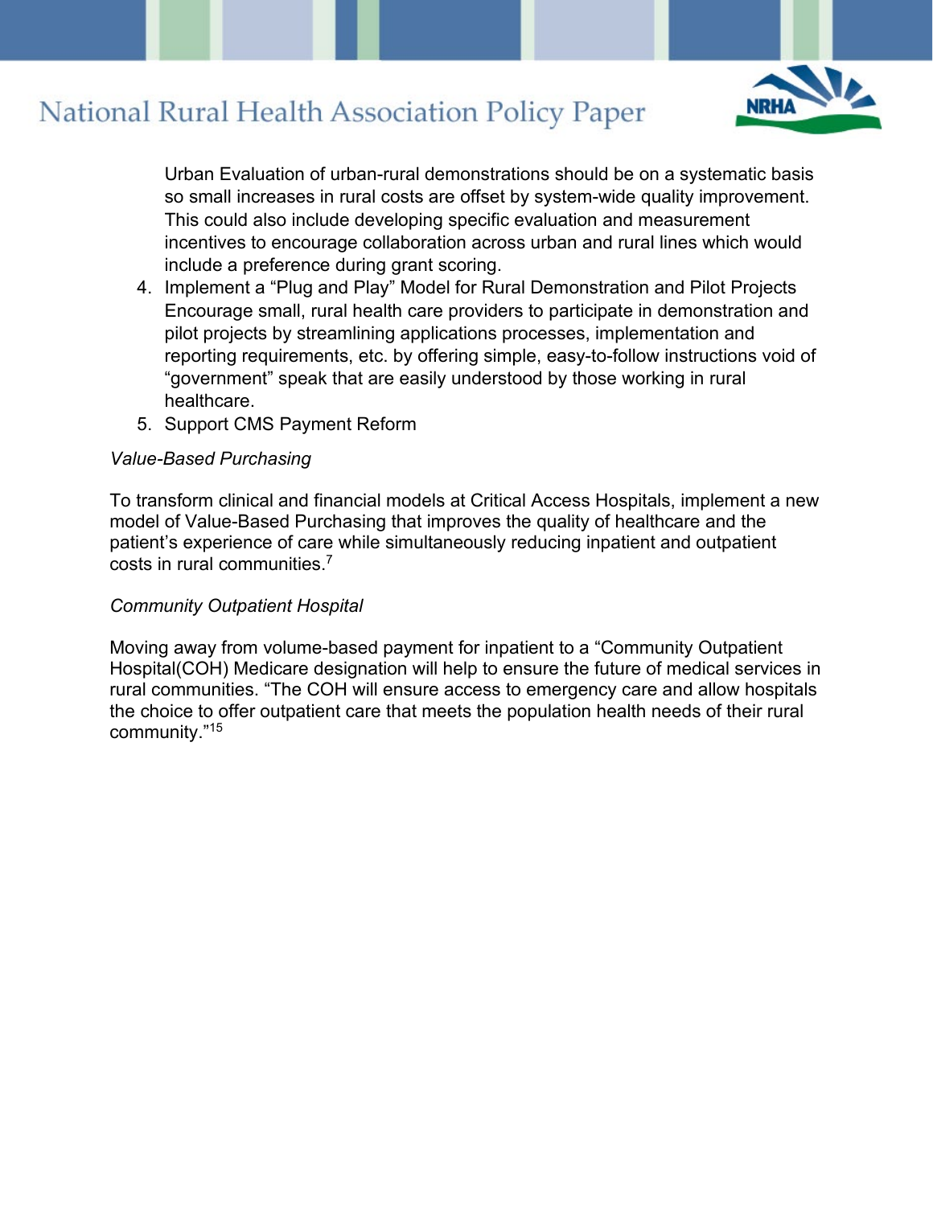Urban Evaluation of urban-rural demonstrations should be on a systematic basis so small increases in rural costs are offset by system-wide quality improvement. This could also include developing specific evaluation and measurement incentives to encourage collaboration across urban and rural lines which would include a preference during grant scoring.

4. Implement a "Plug and Play" Model for Rural Demonstration and Pilot Projects
   Encourage small, rural health care providers to participate in demonstration and pilot projects by streamlining applications processes, implementation and reporting requirements, etc. by offering simple, easy-to-follow instructions void of "government" speak that are easily understood by those working in rural healthcare.
5. Support CMS Payment Reform

*Value-Based Purchasing*

To transform clinical and financial models at Critical Access Hospitals, implement a new model of Value-Based Purchasing that improves the quality of healthcare and the patient's experience of care while simultaneously reducing inpatient and outpatient costs in rural communities.[7]

*Community Outpatient Hospital*

Moving away from volume-based payment for inpatient to a "Community Outpatient Hospital(COH) Medicare designation will help to ensure the future of medical services in rural communities. "The COH will ensure access to emergency care and allow hospitals the choice to offer outpatient care that meets the population health needs of their rural community."[15]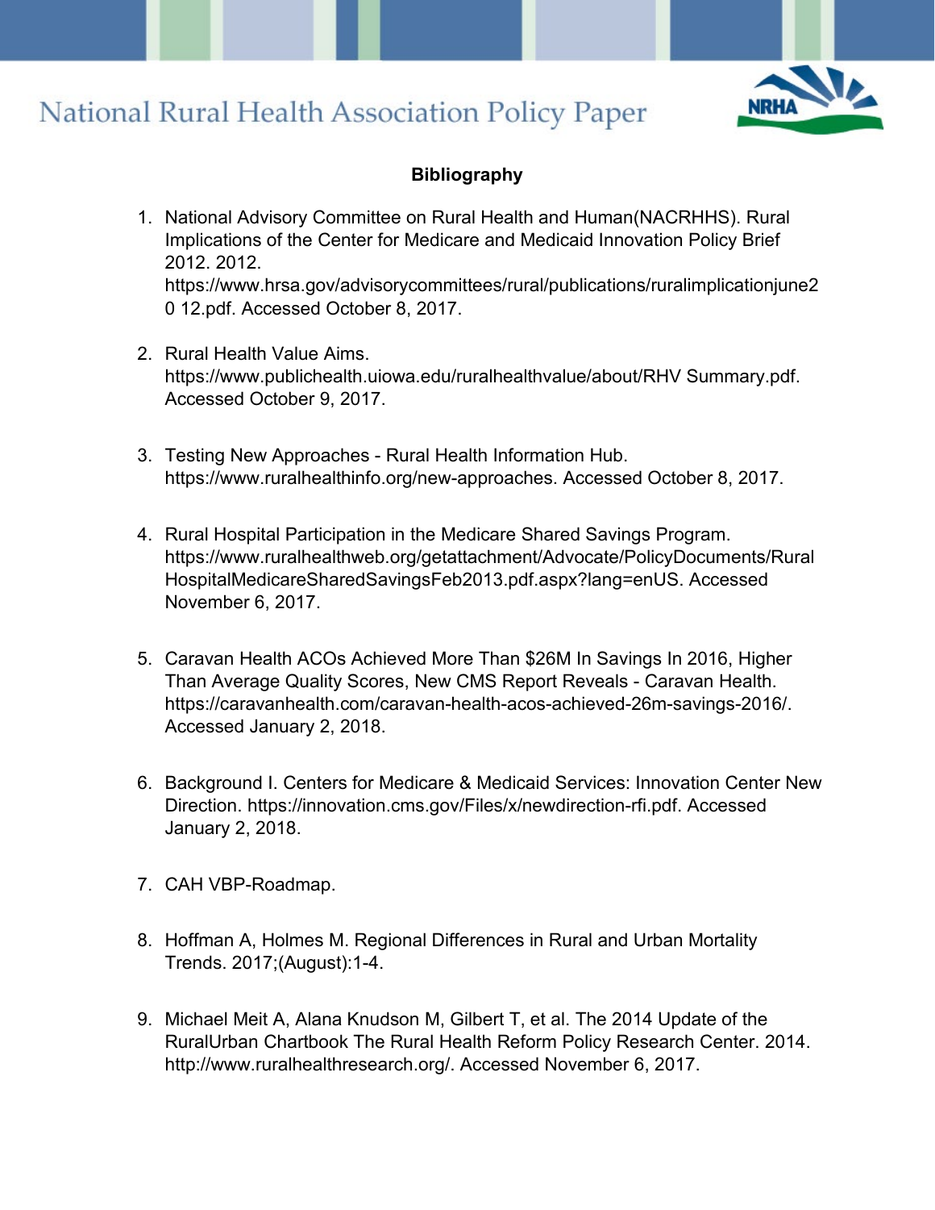## Bibliography

1. National Advisory Committee on Rural Health and Human(NACRHHS). Rural Implications of the Center for Medicare and Medicaid Innovation Policy Brief 2012. 2012. https://www.hrsa.gov/advisorycommittees/rural/publications/ruralimplicationjune2 0 12.pdf. Accessed October 8, 2017.

2. Rural Health Value Aims. https://www.publichealth.uiowa.edu/ruralhealthvalue/about/RHV Summary.pdf. Accessed October 9, 2017.

3. Testing New Approaches - Rural Health Information Hub. https://www.ruralhealthinfo.org/new-approaches. Accessed October 8, 2017.

4. Rural Hospital Participation in the Medicare Shared Savings Program. https://www.ruralhealthweb.org/getattachment/Advocate/PolicyDocuments/Rural HospitalMedicareSharedSavingsFeb2013.pdf.aspx?lang=enUS. Accessed November 6, 2017.

5. Caravan Health ACOs Achieved More Than $26M In Savings In 2016, Higher Than Average Quality Scores, New CMS Report Reveals - Caravan Health. https://caravanhealth.com/caravan-health-acos-achieved-26m-savings-2016/. Accessed January 2, 2018.

6. Background I. Centers for Medicare & Medicaid Services: Innovation Center New Direction. https://innovation.cms.gov/Files/x/newdirection-rfi.pdf. Accessed January 2, 2018.

7. CAH VBP-Roadmap.

8. Hoffman A, Holmes M. Regional Differences in Rural and Urban Mortality Trends. 2017;(August):1-4.

9. Michael Meit A, Alana Knudson M, Gilbert T, et al. The 2014 Update of the RuralUrban Chartbook The Rural Health Reform Policy Research Center. 2014. http://www.ruralhealthresearch.org/. Accessed November 6, 2017.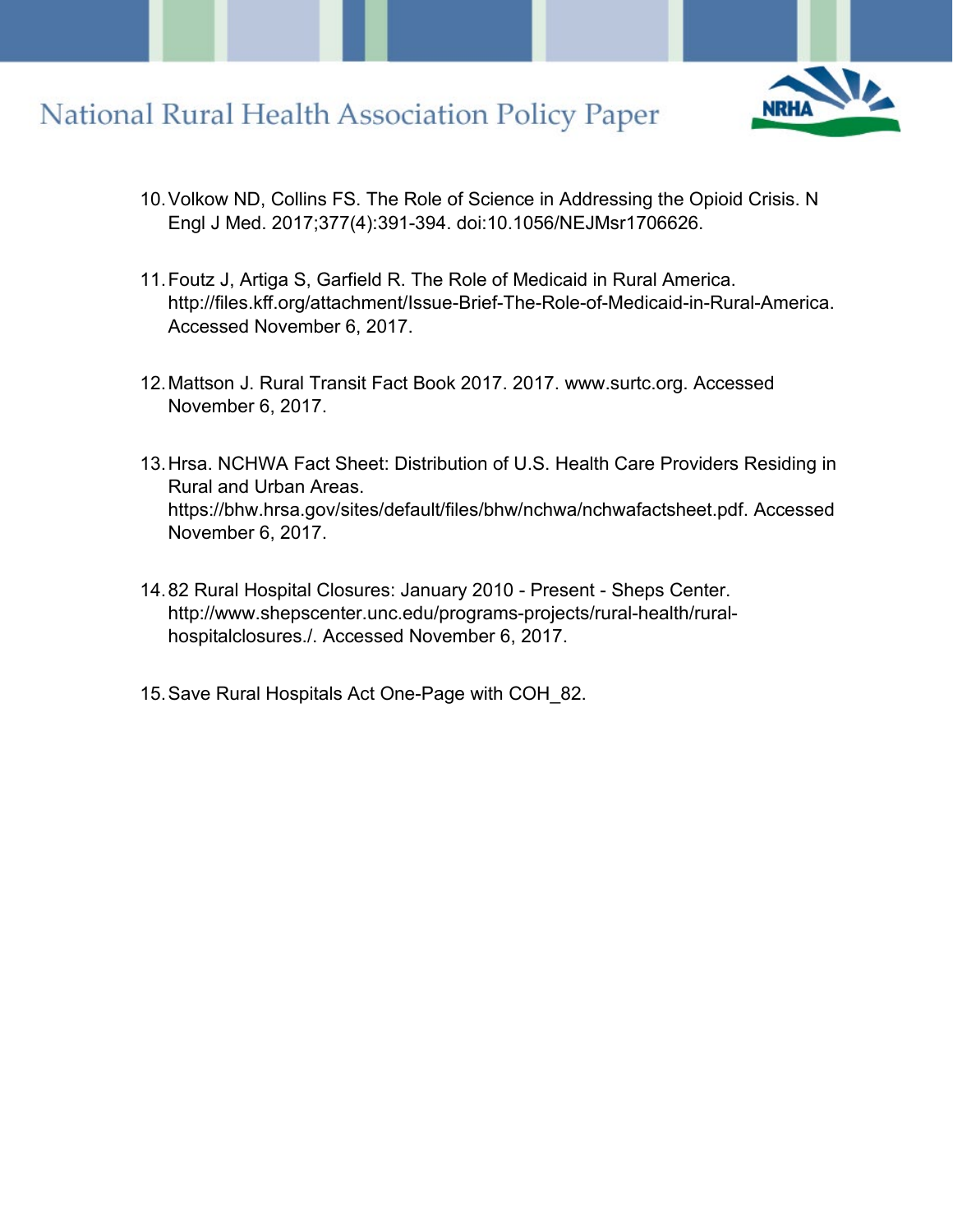10. Volkow ND, Collins FS. The Role of Science in Addressing the Opioid Crisis. N Engl J Med. 2017;377(4):391-394. doi:10.1056/NEJMsr1706626.

11. Foutz J, Artiga S, Garfield R. The Role of Medicaid in Rural America. http://files.kff.org/attachment/Issue-Brief-The-Role-of-Medicaid-in-Rural-America. Accessed November 6, 2017.

12. Mattson J. Rural Transit Fact Book 2017. 2017. www.surtc.org. Accessed November 6, 2017.

13. Hrsa. NCHWA Fact Sheet: Distribution of U.S. Health Care Providers Residing in Rural and Urban Areas. https://bhw.hrsa.gov/sites/default/files/bhw/nchwa/nchwafactsheet.pdf. Accessed November 6, 2017.

14. 82 Rural Hospital Closures: January 2010 - Present - Sheps Center. http://www.shepscenter.unc.edu/programs-projects/rural-health/rural-hospitalclosures./. Accessed November 6, 2017.

15. Save Rural Hospitals Act One-Page with COH_82.